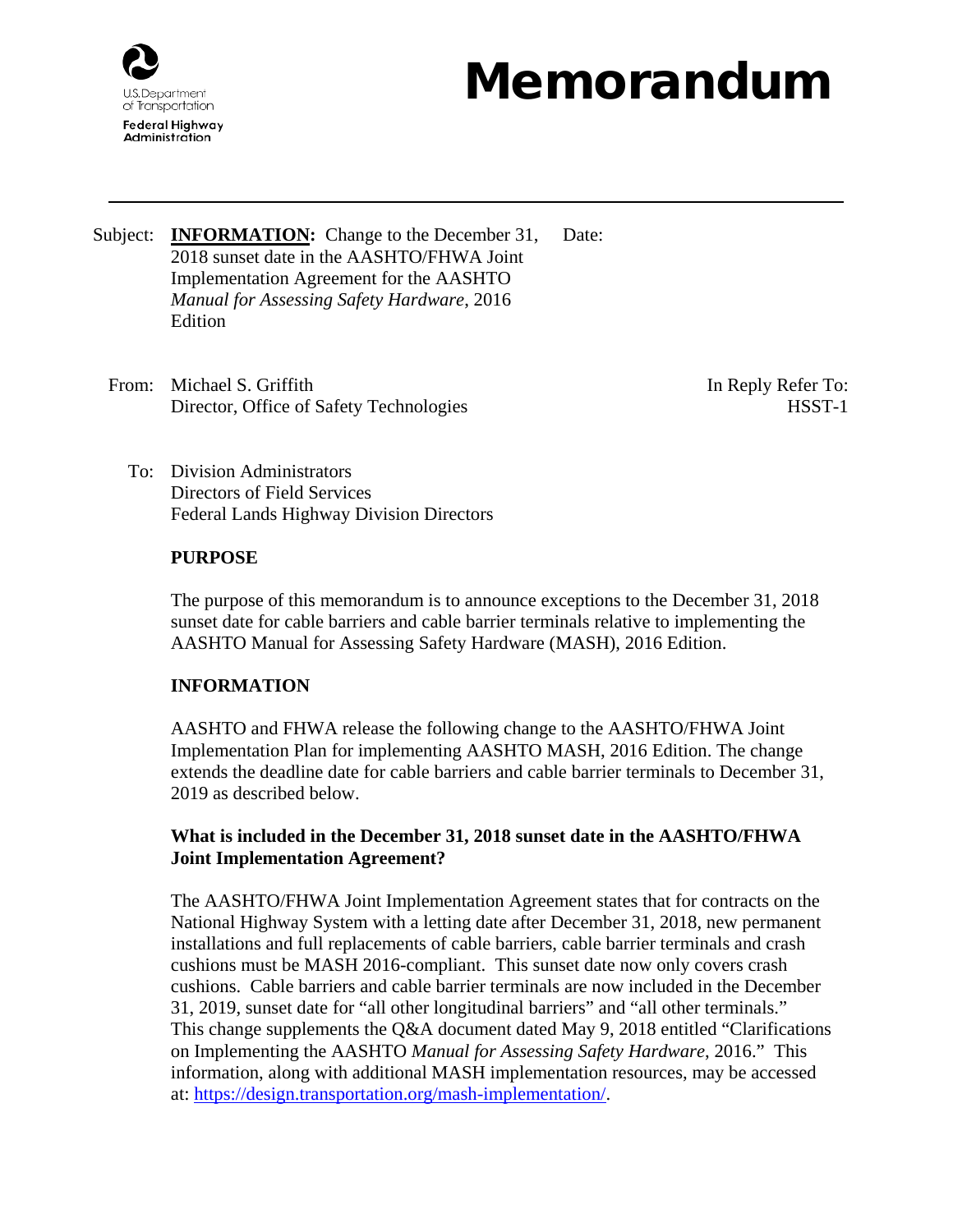U.S. Department of Transportation
Federal Highway Administration

# Memorandum

Subject: **INFORMATION:** Change to the December 31, 2018 sunset date in the AASHTO/FHWA Joint Implementation Agreement for the AASHTO *Manual for Assessing Safety Hardware*, 2016 Edition

Date:

From: Michael S. Griffith
Director, Office of Safety Technologies

In Reply Refer To: HSST-1

To: Division Administrators
Directors of Field Services
Federal Lands Highway Division Directors

**PURPOSE**

The purpose of this memorandum is to announce exceptions to the December 31, 2018 sunset date for cable barriers and cable barrier terminals relative to implementing the AASHTO Manual for Assessing Safety Hardware (MASH), 2016 Edition.

**INFORMATION**

AASHTO and FHWA release the following change to the AASHTO/FHWA Joint Implementation Plan for implementing AASHTO MASH, 2016 Edition. The change extends the deadline date for cable barriers and cable barrier terminals to December 31, 2019 as described below.

**What is included in the December 31, 2018 sunset date in the AASHTO/FHWA Joint Implementation Agreement?**

The AASHTO/FHWA Joint Implementation Agreement states that for contracts on the National Highway System with a letting date after December 31, 2018, new permanent installations and full replacements of cable barriers, cable barrier terminals and crash cushions must be MASH 2016-compliant. This sunset date now only covers crash cushions. Cable barriers and cable barrier terminals are now included in the December 31, 2019, sunset date for "all other longitudinal barriers" and "all other terminals." This change supplements the Q&A document dated May 9, 2018 entitled "Clarifications on Implementing the AASHTO *Manual for Assessing Safety Hardware*, 2016." This information, along with additional MASH implementation resources, may be accessed at: https://design.transportation.org/mash-implementation/.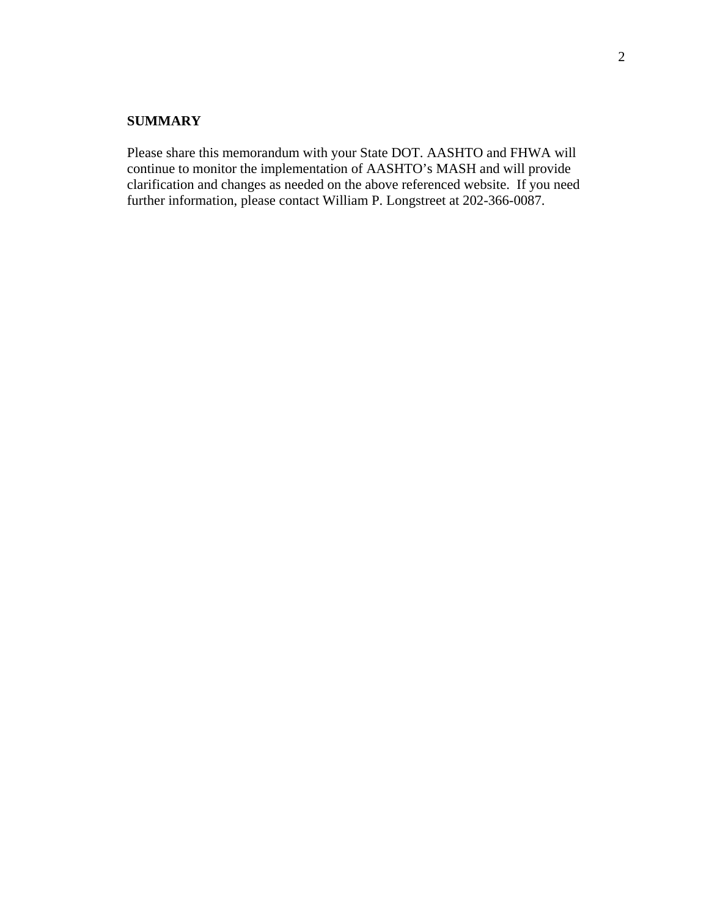**SUMMARY**

Please share this memorandum with your State DOT. AASHTO and FHWA will continue to monitor the implementation of AASHTO's MASH and will provide clarification and changes as needed on the above referenced website. If you need further information, please contact William P. Longstreet at 202-366-0087.